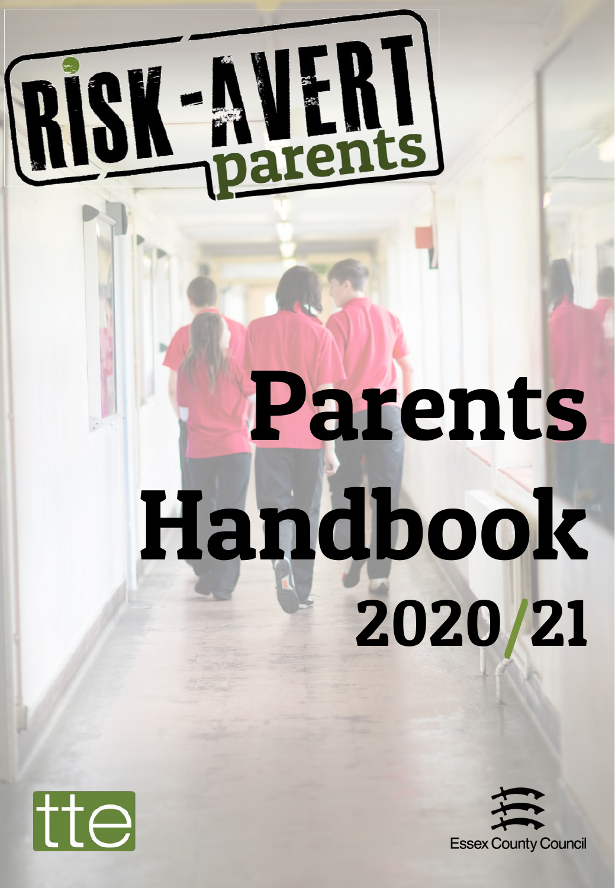# RISK-AVERT parents

# Parents Handbook 2020/21

tte

Essex County Council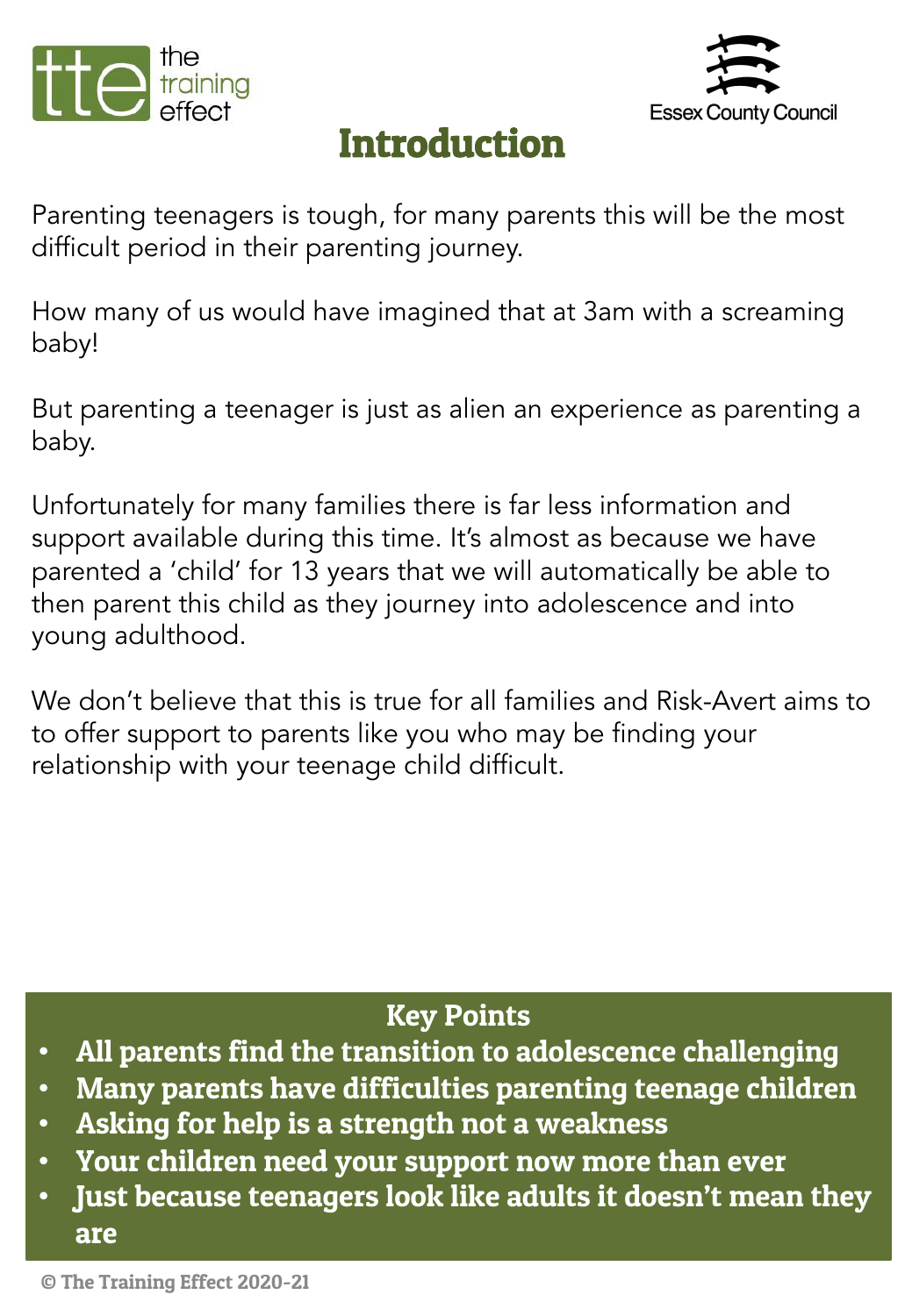# Introduction

Parenting teenagers is tough, for many parents this will be the most difficult period in their parenting journey.

How many of us would have imagined that at 3am with a screaming baby!

But parenting a teenager is just as alien an experience as parenting a baby.

Unfortunately for many families there is far less information and support available during this time. It's almost as because we have parented a 'child' for 13 years that we will automatically be able to then parent this child as they journey into adolescence and into young adulthood.

We don't believe that this is true for all families and Risk-Avert aims to to offer support to parents like you who may be finding your relationship with your teenage child difficult.

## Key Points

- **All parents find the transition to adolescence challenging**
- **Many parents have difficulties parenting teenage children**
- **Asking for help is a strength not a weakness**
- **Your children need your support now more than ever**
- **Just because teenagers look like adults it doesn't mean they are**

© The Training Effect 2020-21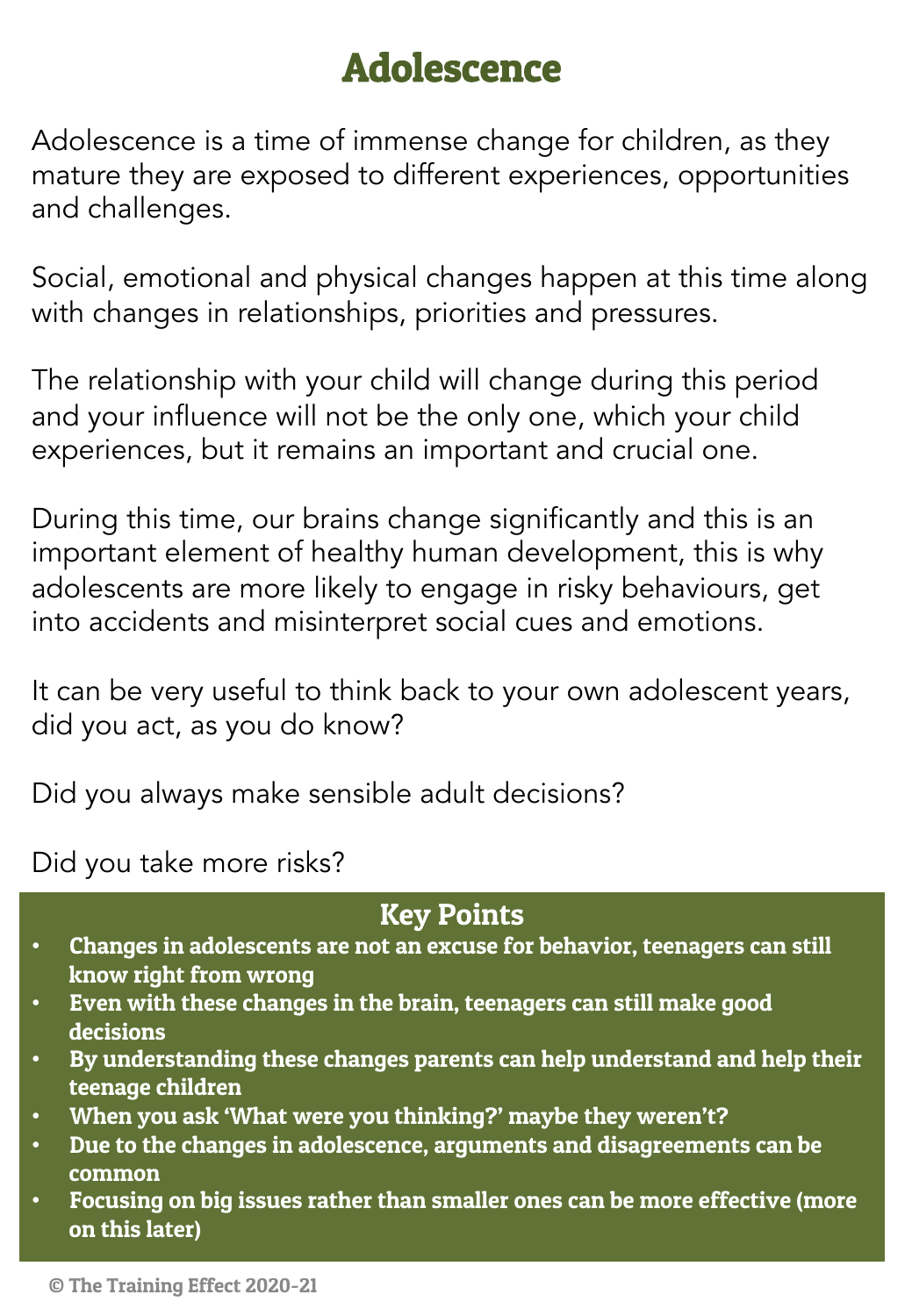# Adolescence

Adolescence is a time of immense change for children, as they mature they are exposed to different experiences, opportunities and challenges.

Social, emotional and physical changes happen at this time along with changes in relationships, priorities and pressures.

The relationship with your child will change during this period and your influence will not be the only one, which your child experiences, but it remains an important and crucial one.

During this time, our brains change significantly and this is an important element of healthy human development, this is why adolescents are more likely to engage in risky behaviours, get into accidents and misinterpret social cues and emotions.

It can be very useful to think back to your own adolescent years, did you act, as you do know?

Did you always make sensible adult decisions?

Did you take more risks?

## Key Points

- **Changes in adolescents are not an excuse for behavior, teenagers can still know right from wrong**
- **Even with these changes in the brain, teenagers can still make good decisions**
- **By understanding these changes parents can help understand and help their teenage children**
- **When you ask 'What were you thinking?' maybe they weren't?**
- **Due to the changes in adolescence, arguments and disagreements can be common**
- **Focusing on big issues rather than smaller ones can be more effective (more on this later)**

© The Training Effect 2020-21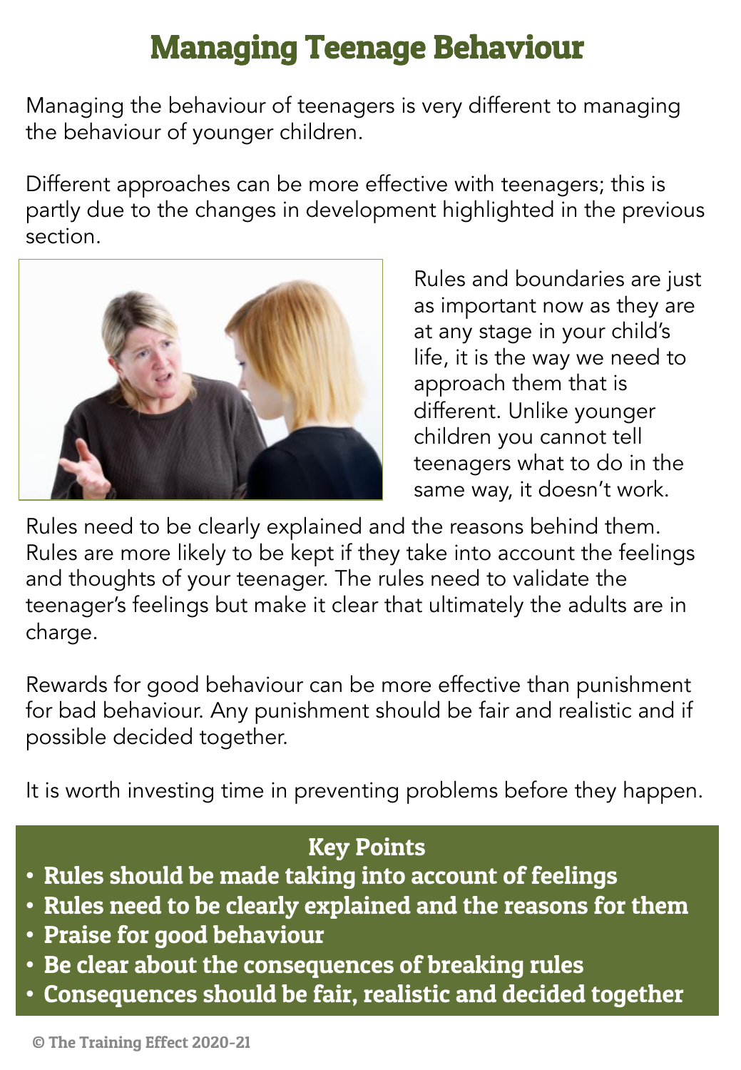# Managing Teenage Behaviour

Managing the behaviour of teenagers is very different to managing the behaviour of younger children.

Different approaches can be more effective with teenagers; this is partly due to the changes in development highlighted in the previous section.

Rules and boundaries are just as important now as they are at any stage in your child's life, it is the way we need to approach them that is different. Unlike younger children you cannot tell teenagers what to do in the same way, it doesn't work.

Rules need to be clearly explained and the reasons behind them. Rules are more likely to be kept if they take into account the feelings and thoughts of your teenager. The rules need to validate the teenager's feelings but make it clear that ultimately the adults are in charge.

Rewards for good behaviour can be more effective than punishment for bad behaviour. Any punishment should be fair and realistic and if possible decided together.

It is worth investing time in preventing problems before they happen.

**Key Points**

- **Rules should be made taking into account of feelings**
- **Rules need to be clearly explained and the reasons for them**
- **Praise for good behaviour**
- **Be clear about the consequences of breaking rules**
- **Consequences should be fair, realistic and decided together**

© The Training Effect 2020-21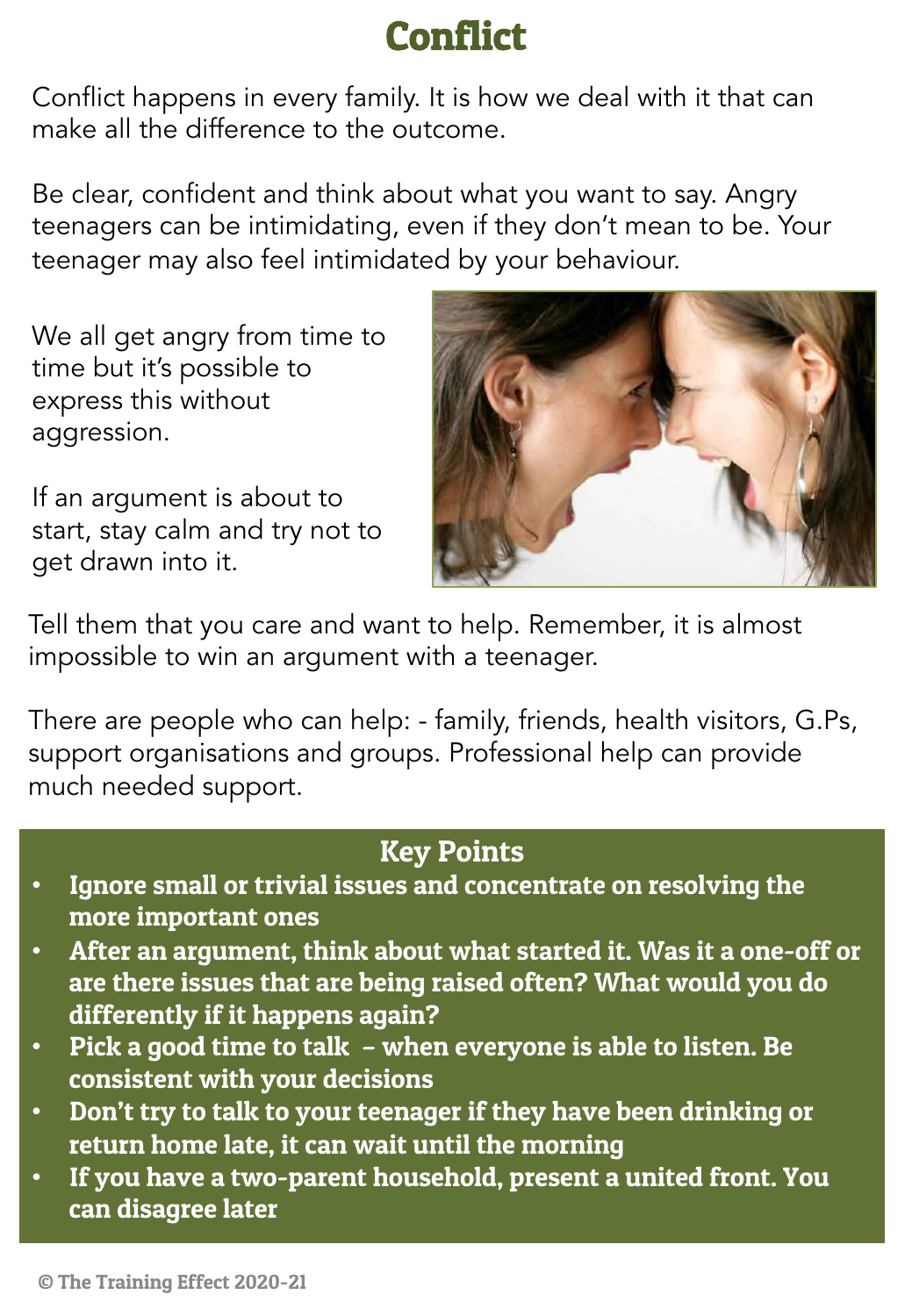# Conflict

Conflict happens in every family. It is how we deal with it that can make all the difference to the outcome.

Be clear, confident and think about what you want to say. Angry teenagers can be intimidating, even if they don't mean to be. Your teenager may also feel intimidated by your behaviour.

We all get angry from time to time but it's possible to express this without aggression.

If an argument is about to start, stay calm and try not to get drawn into it.

Tell them that you care and want to help. Remember, it is almost impossible to win an argument with a teenager.

There are people who can help: - family, friends, health visitors, G.Ps, support organisations and groups. Professional help can provide much needed support.

## Key Points

- **Ignore small or trivial issues and concentrate on resolving the more important ones**
- **After an argument, think about what started it. Was it a one-off or are there issues that are being raised often? What would you do differently if it happens again?**
- **Pick a good time to talk – when everyone is able to listen. Be consistent with your decisions**
- **Don't try to talk to your teenager if they have been drinking or return home late, it can wait until the morning**
- **If you have a two-parent household, present a united front. You can disagree later**

© The Training Effect 2020-21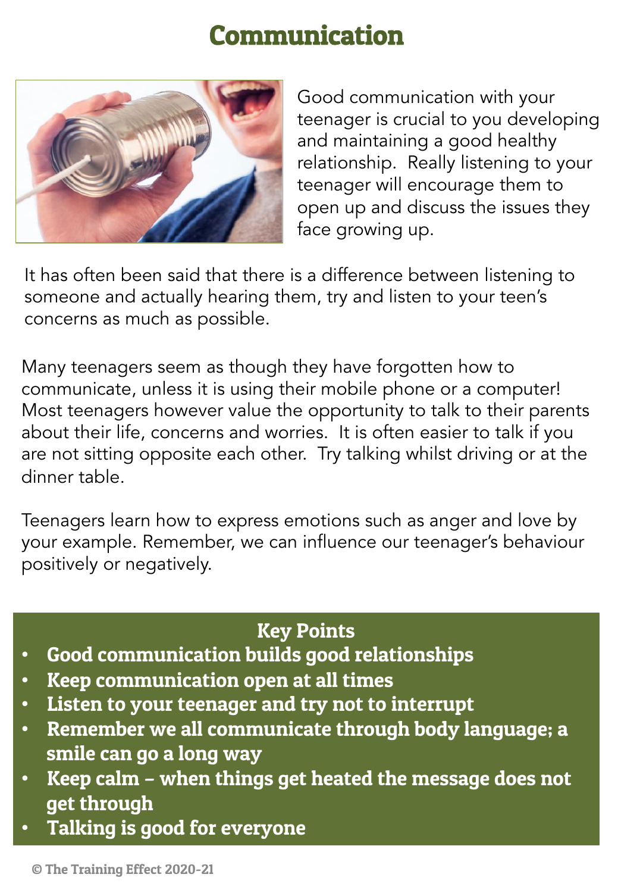# Communication

Good communication with your teenager is crucial to you developing and maintaining a good healthy relationship. Really listening to your teenager will encourage them to open up and discuss the issues they face growing up.

It has often been said that there is a difference between listening to someone and actually hearing them, try and listen to your teen's concerns as much as possible.

Many teenagers seem as though they have forgotten how to communicate, unless it is using their mobile phone or a computer! Most teenagers however value the opportunity to talk to their parents about their life, concerns and worries. It is often easier to talk if you are not sitting opposite each other. Try talking whilst driving or at the dinner table.

Teenagers learn how to express emotions such as anger and love by your example. Remember, we can influence our teenager's behaviour positively or negatively.

### Key Points

- **Good communication builds good relationships**
- **Keep communication open at all times**
- **Listen to your teenager and try not to interrupt**
- **Remember we all communicate through body language; a smile can go a long way**
- **Keep calm – when things get heated the message does not get through**
- **Talking is good for everyone**

© The Training Effect 2020-21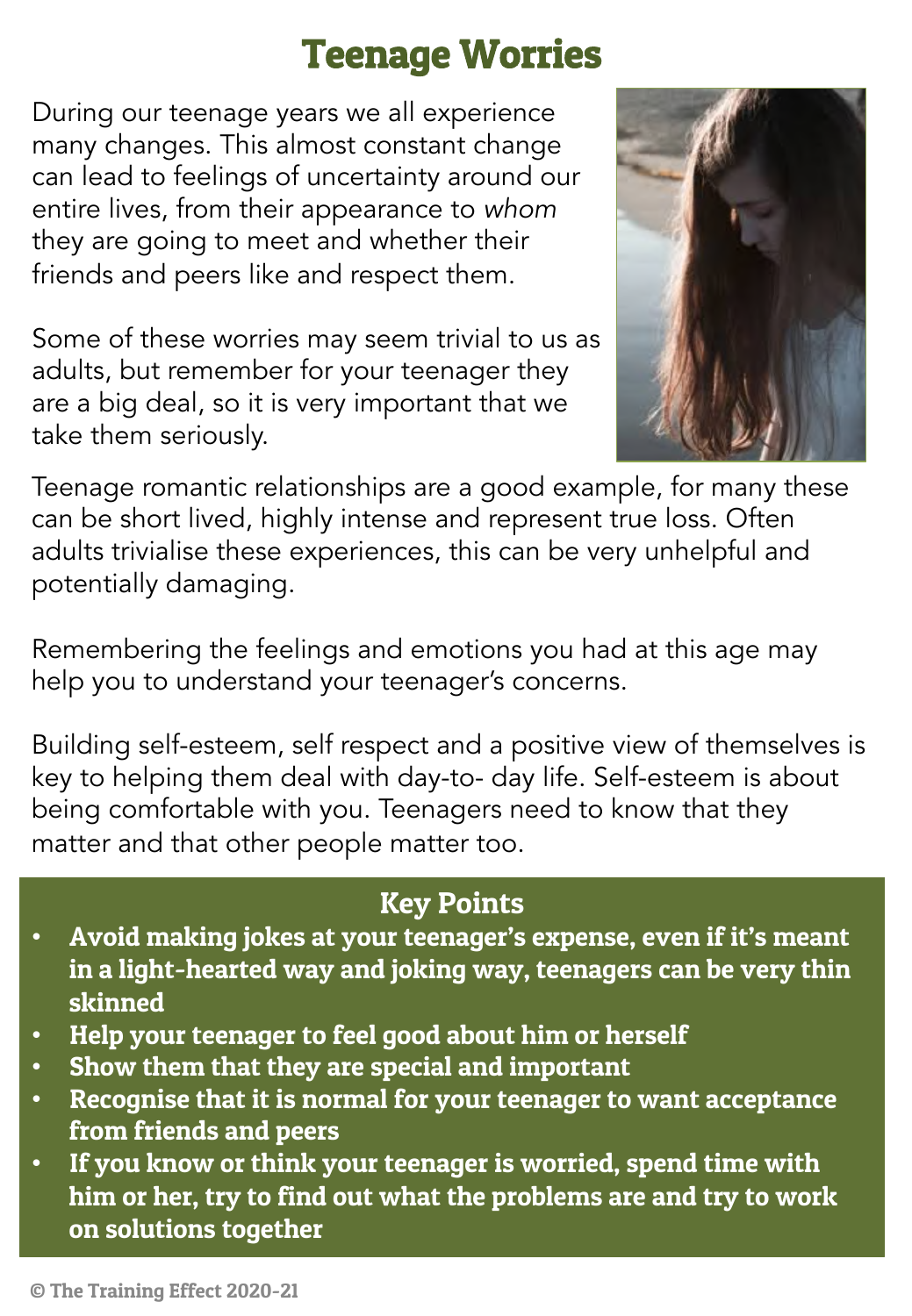# Teenage Worries

During our teenage years we all experience many changes. This almost constant change can lead to feelings of uncertainty around our entire lives, from their appearance to *whom* they are going to meet and whether their friends and peers like and respect them.

Some of these worries may seem trivial to us as adults, but remember for your teenager they are a big deal, so it is very important that we take them seriously.

Teenage romantic relationships are a good example, for many these can be short lived, highly intense and represent true loss. Often adults trivialise these experiences, this can be very unhelpful and potentially damaging.

Remembering the feelings and emotions you had at this age may help you to understand your teenager's concerns.

Building self-esteem, self respect and a positive view of themselves is key to helping them deal with day-to- day life. Self-esteem is about being comfortable with you. Teenagers need to know that they matter and that other people matter too.

## Key Points

- **Avoid making jokes at your teenager's expense, even if it's meant in a light-hearted way and joking way, teenagers can be very thin skinned**
- **Help your teenager to feel good about him or herself**
- **Show them that they are special and important**
- **Recognise that it is normal for your teenager to want acceptance from friends and peers**
- **If you know or think your teenager is worried, spend time with him or her, try to find out what the problems are and try to work on solutions together**

© The Training Effect 2020-21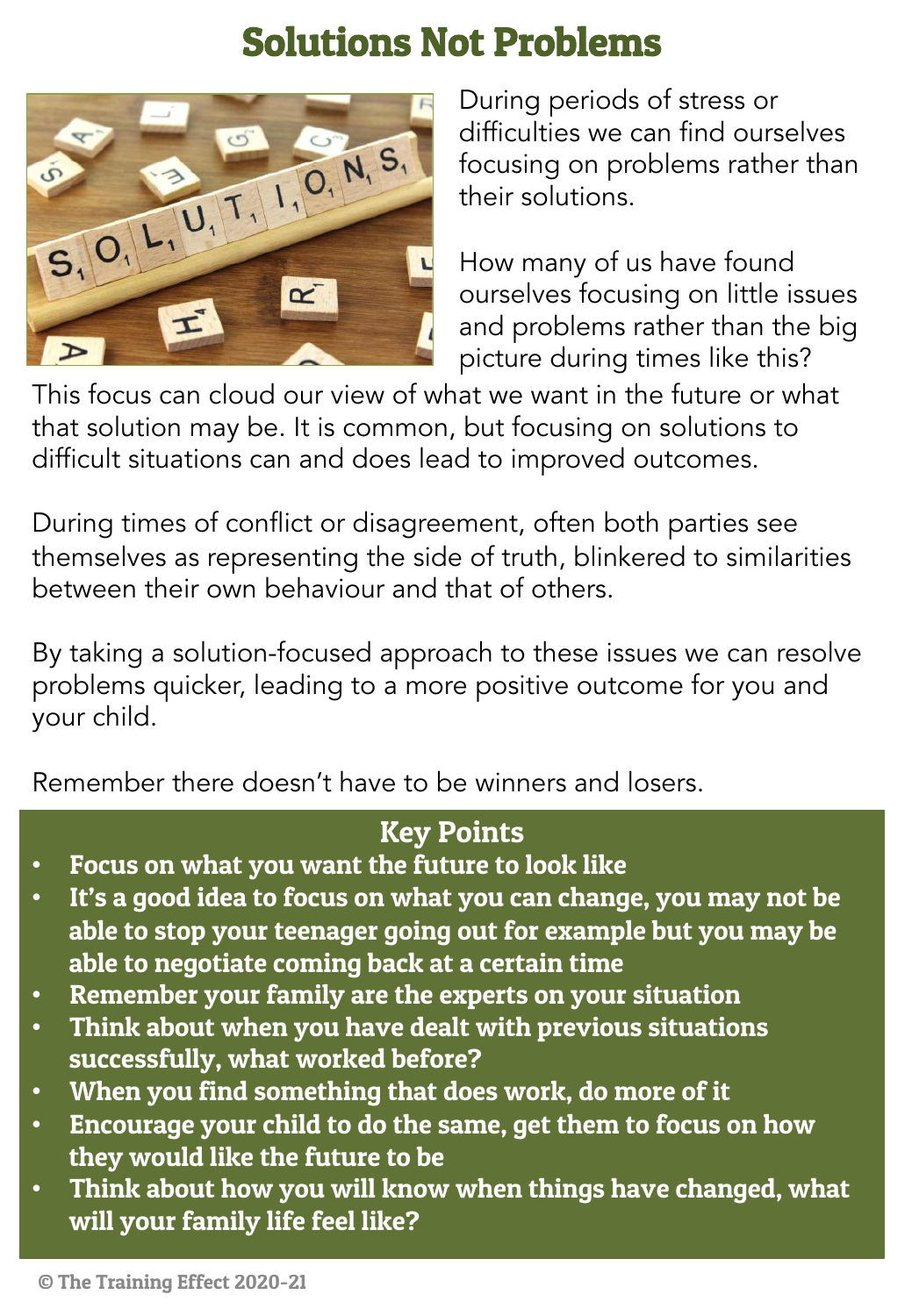# Solutions Not Problems

During periods of stress or difficulties we can find ourselves focusing on problems rather than their solutions.

How many of us have found ourselves focusing on little issues and problems rather than the big picture during times like this?

This focus can cloud our view of what we want in the future or what that solution may be. It is common, but focusing on solutions to difficult situations can and does lead to improved outcomes.

During times of conflict or disagreement, often both parties see themselves as representing the side of truth, blinkered to similarities between their own behaviour and that of others.

By taking a solution-focused approach to these issues we can resolve problems quicker, leading to a more positive outcome for you and your child.

Remember there doesn't have to be winners and losers.

## Key Points

- **Focus on what you want the future to look like**
- **It's a good idea to focus on what you can change, you may not be able to stop your teenager going out for example but you may be able to negotiate coming back at a certain time**
- **Remember your family are the experts on your situation**
- **Think about when you have dealt with previous situations successfully, what worked before?**
- **When you find something that does work, do more of it**
- **Encourage your child to do the same, get them to focus on how they would like the future to be**
- **Think about how you will know when things have changed, what will your family life feel like?**

© The Training Effect 2020-21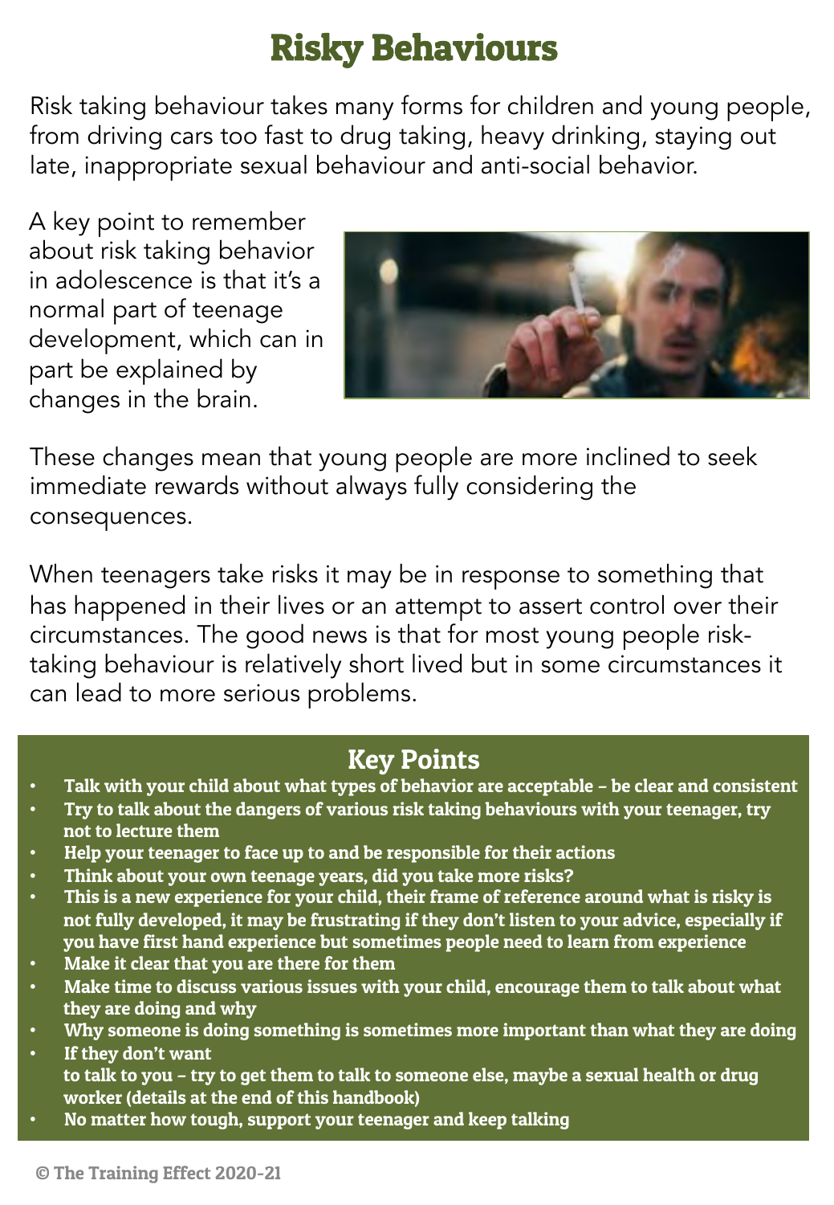# Risky Behaviours

Risk taking behaviour takes many forms for children and young people, from driving cars too fast to drug taking, heavy drinking, staying out late, inappropriate sexual behaviour and anti-social behavior.

A key point to remember about risk taking behavior in adolescence is that it's a normal part of teenage development, which can in part be explained by changes in the brain.

These changes mean that young people are more inclined to seek immediate rewards without always fully considering the consequences.

When teenagers take risks it may be in response to something that has happened in their lives or an attempt to assert control over their circumstances. The good news is that for most young people risk-taking behaviour is relatively short lived but in some circumstances it can lead to more serious problems.

## Key Points

- **Talk with your child about what types of behavior are acceptable – be clear and consistent**
- **Try to talk about the dangers of various risk taking behaviours with your teenager, try not to lecture them**
- **Help your teenager to face up to and be responsible for their actions**
- **Think about your own teenage years, did you take more risks?**
- **This is a new experience for your child, their frame of reference around what is risky is not fully developed, it may be frustrating if they don't listen to your advice, especially if you have first hand experience but sometimes people need to learn from experience**
- **Make it clear that you are there for them**
- **Make time to discuss various issues with your child, encourage them to talk about what they are doing and why**
- **Why someone is doing something is sometimes more important than what they are doing**
- **If they don't want to talk to you – try to get them to talk to someone else, maybe a sexual health or drug worker (details at the end of this handbook)**
- **No matter how tough, support your teenager and keep talking**

© The Training Effect 2020-21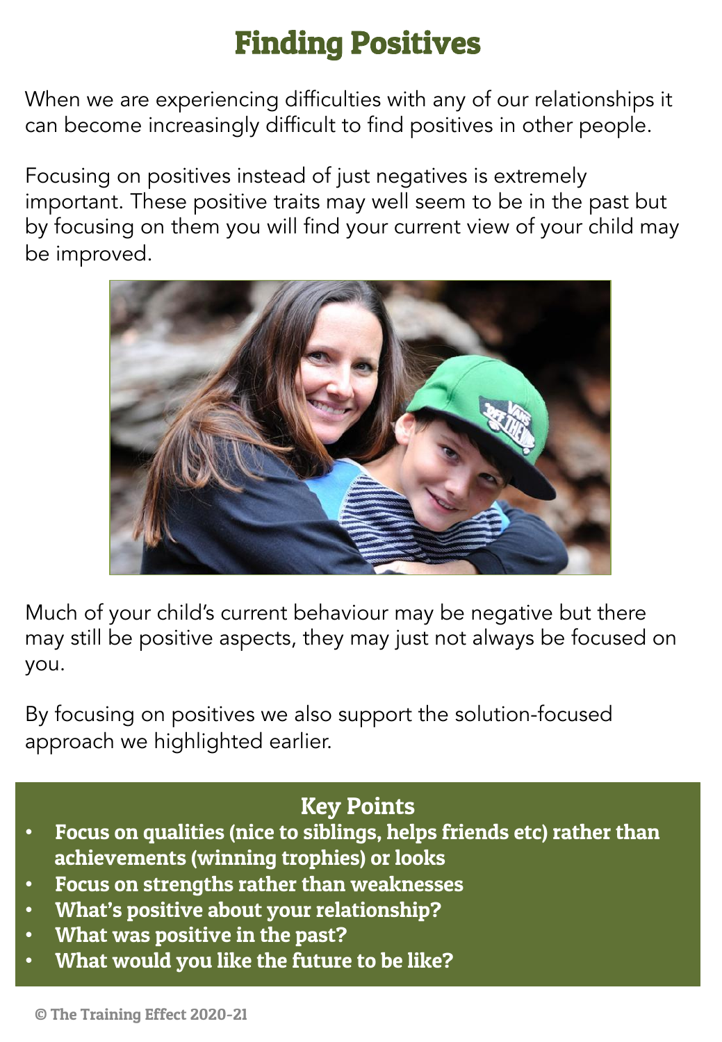# Finding Positives

When we are experiencing difficulties with any of our relationships it can become increasingly difficult to find positives in other people.

Focusing on positives instead of just negatives is extremely important. These positive traits may well seem to be in the past but by focusing on them you will find your current view of your child may be improved.

Much of your child's current behaviour may be negative but there may still be positive aspects, they may just not always be focused on you.

By focusing on positives we also support the solution-focused approach we highlighted earlier.

## Key Points

- **Focus on qualities (nice to siblings, helps friends etc) rather than achievements (winning trophies) or looks**
- **Focus on strengths rather than weaknesses**
- **What's positive about your relationship?**
- **What was positive in the past?**
- **What would you like the future to be like?**

© The Training Effect 2020-21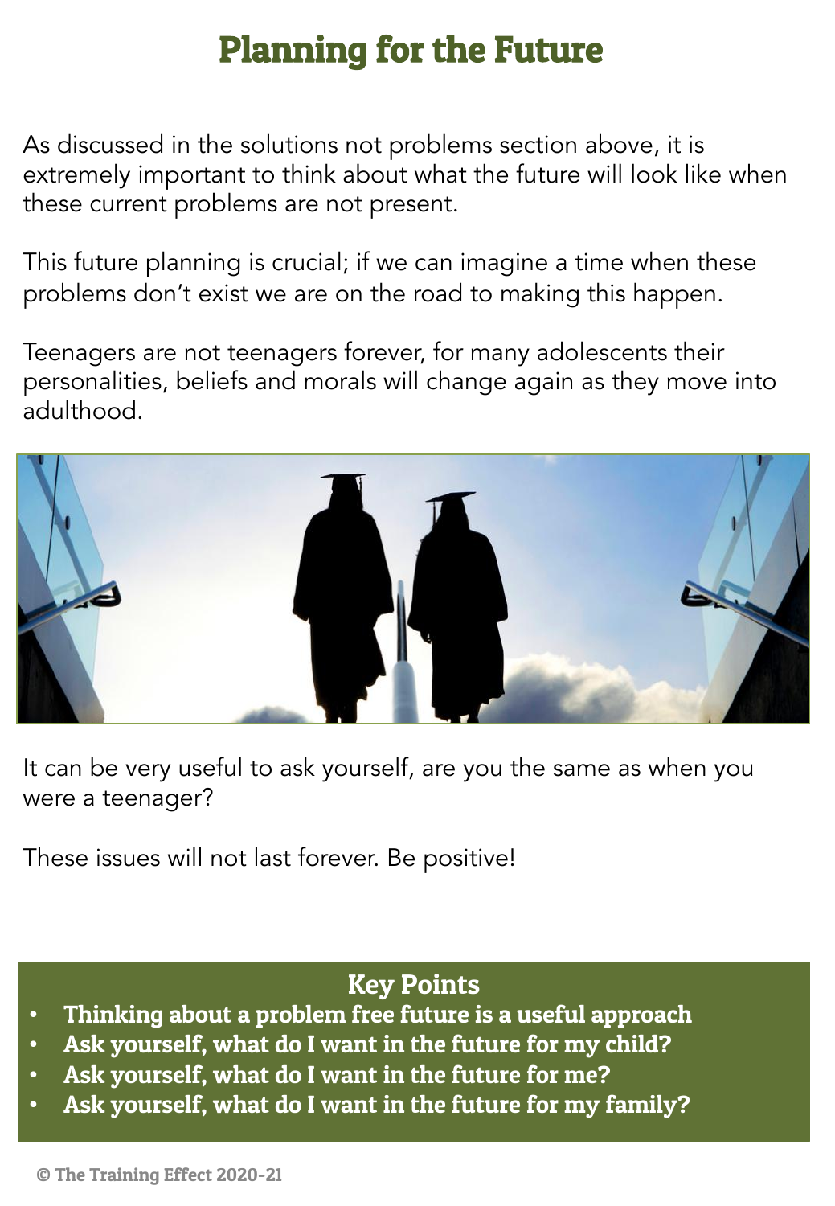# Planning for the Future

As discussed in the solutions not problems section above, it is extremely important to think about what the future will look like when these current problems are not present.

This future planning is crucial; if we can imagine a time when these problems don't exist we are on the road to making this happen.

Teenagers are not teenagers forever, for many adolescents their personalities, beliefs and morals will change again as they move into adulthood.

It can be very useful to ask yourself, are you the same as when you were a teenager?

These issues will not last forever. Be positive!

## Key Points

- **Thinking about a problem free future is a useful approach**
- **Ask yourself, what do I want in the future for my child?**
- **Ask yourself, what do I want in the future for me?**
- **Ask yourself, what do I want in the future for my family?**

© The Training Effect 2020-21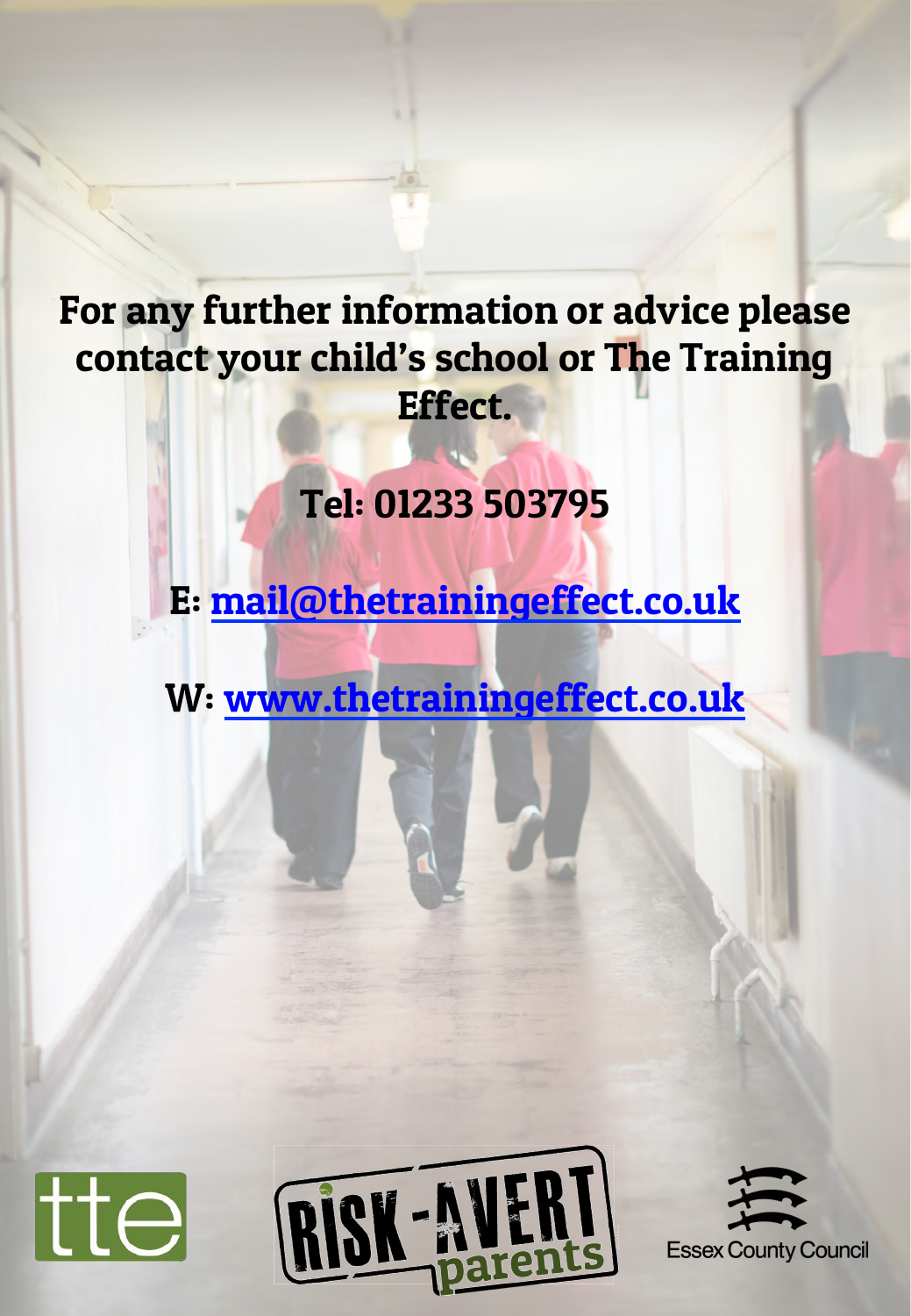**For any further information or advice please contact your child's school or The Training Effect.**

**Tel: 01233 503795**

**E: [mail@thetrainingeffect.co.uk](mailto:mail@thetrainingeffect.co.uk)**

**W: [www.thetrainingeffect.co.uk](http://www.thetrainingeffect.co.uk)**